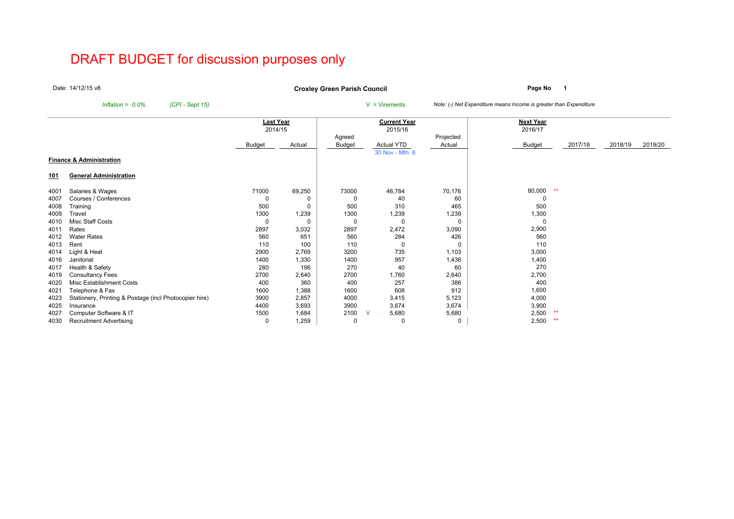# DRAFT BUDGET for discussion purposes only

Date: 14/12/15 v8

**Croxley Green Parish Council**

**Page No 1**

*Inflation = 0.0%* *(CPI - Sept 15)*

V = Virements

*Note: (-) Net Expenditure means Income is greater than Expenditure*

| | | **Last Year** 2014/15 | | **Current Year** 2015/16 | | | | **Next Year** 2016/17 | | | | |
|---|---|---|---|---|---|---|---|---|---|---|---|---|
| | | Budget | Actual | Agreed Budget | | Actual YTD 30 Nov - Mth 8 | Projected Actual | Budget | | 2017/18 | 2018/19 | 2019/20 |
| **Finance & Administration** | | | | | | | | | | | | |
| **101** | **General Administration** | | | | | | | | | | | |
| 4001 | Salaries & Wages | 71000 | 69,250 | 73000 | | 46,784 | 70,176 | 80,000 | ** | | | |
| 4007 | Courses / Conferences | 0 | 0 | 0 | | 40 | 60 | 0 | | | | |
| 4008 | Training | 500 | 0 | 500 | | 310 | 465 | 500 | | | | |
| 4009 | Travel | 1300 | 1,239 | 1300 | | 1,239 | 1,239 | 1,300 | | | | |
| 4010 | Misc Staff Costs | 0 | 0 | 0 | | 0 | 0 | 0 | | | | |
| 4011 | Rates | 2897 | 3,032 | 2897 | | 2,472 | 3,090 | 2,900 | | | | |
| 4012 | Water Rates | 560 | 651 | 560 | | 284 | 426 | 560 | | | | |
| 4013 | Rent | 110 | 100 | 110 | | 0 | 0 | 110 | | | | |
| 4014 | Light & Heat | 2900 | 2,769 | 3200 | | 735 | 1,103 | 3,000 | | | | |
| 4016 | Janitorial | 1400 | 1,330 | 1400 | | 957 | 1,436 | 1,400 | | | | |
| 4017 | Health & Safety | 280 | 196 | 270 | | 40 | 60 | 270 | | | | |
| 4019 | Consultancy Fees | 2700 | 2,640 | 2700 | | 1,760 | 2,640 | 2,700 | | | | |
| 4020 | Misc Establishment Costs | 400 | 360 | 400 | | 257 | 386 | 400 | | | | |
| 4021 | Telephone & Fax | 1600 | 1,388 | 1600 | | 608 | 912 | 1,600 | | | | |
| 4023 | Stationery, Printing & Postage (incl Photocopier hire) | 3900 | 2,857 | 4000 | | 3,415 | 5,123 | 4,000 | | | | |
| 4025 | Insurance | 4400 | 3,693 | 3900 | | 3,674 | 3,674 | 3,900 | | | | |
| 4027 | Computer Software & IT | 1500 | 1,684 | 2100 | V | 5,680 | 5,680 | 2,500 | ** | | | |
| 4030 | Recruitment Advertising | 0 | 1,259 | 0 | | 0 | 0 | 2,500 | ** | | | |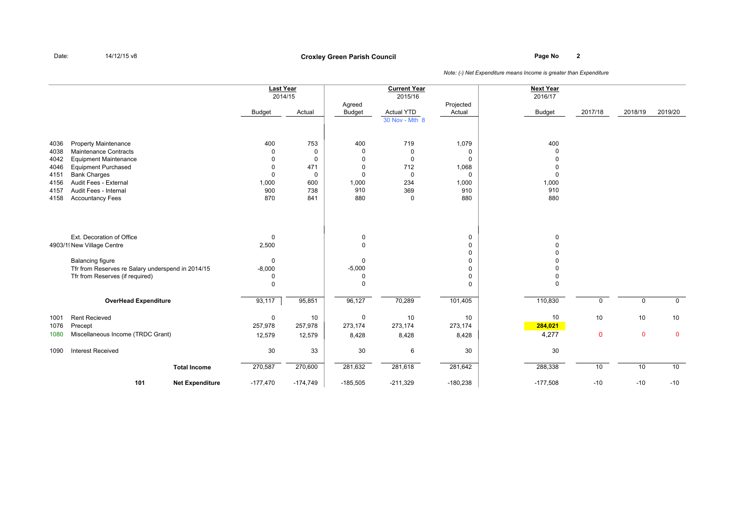Date: 14/12/15 v8

## Croxley Green Parish Council

*Note: (-) Net Expenditure means Income is greater than Expenditure*

| | | Last Year 2014/15 | | Current Year 2015/16 | | | Next Year 2016/17 | | | |
|---|---|---|---|---|---|---|---|---|---|---|
| | | Budget | Actual | Agreed Budget | Actual YTD 30 Nov - Mth 8 | Projected Actual | Budget | 2017/18 | 2018/19 | 2019/20 |
| 4036 | Property Maintenance | 400 | 753 | 400 | 719 | 1,079 | 400 | | | |
| 4038 | Maintenance Contracts | 0 | 0 | 0 | 0 | 0 | 0 | | | |
| 4042 | Equipment Maintenance | 0 | 0 | 0 | 0 | 0 | 0 | | | |
| 4046 | Equipment Purchased | 0 | 471 | 0 | 712 | 1,068 | 0 | | | |
| 4151 | Bank Charges | 0 | 0 | 0 | 0 | 0 | 0 | | | |
| 4156 | Audit Fees - External | 1,000 | 600 | 1,000 | 234 | 1,000 | 1,000 | | | |
| 4157 | Audit Fees - Internal | 900 | 738 | 910 | 369 | 910 | 910 | | | |
| 4158 | Accountancy Fees | 870 | 841 | 880 | 0 | 880 | 880 | | | |
| | Ext. Decoration of Office | 0 | | 0 | | 0 | 0 | | | |
| 4903/1! | New Village Centre | 2,500 | | 0 | | 0 | 0 | | | |
| | | | | | | 0 | 0 | | | |
| | Balancing figure | 0 | | 0 | | 0 | 0 | | | |
| | Tfr from Reserves re Salary underspend in 2014/15 | -8,000 | | -5,000 | | 0 | 0 | | | |
| | Tfr from Reserves (if required) | 0 | | 0 | | 0 | 0 | | | |
| | | 0 | | 0 | | 0 | 0 | | | |
| | **OverHead Expenditure** | 93,117 | 95,851 | 96,127 | 70,289 | 101,405 | 110,830 | 0 | 0 | 0 |
| 1001 | Rent Recieved | 0 | 10 | 0 | 10 | 10 | 10 | 10 | 10 | 10 |
| 1076 | Precept | 257,978 | 257,978 | 273,174 | 273,174 | 273,174 | 284,021 | | | |
| 1080 | Miscellaneous Income (TRDC Grant) | 12,579 | 12,579 | 8,428 | 8,428 | 8,428 | 4,277 | 0 | 0 | 0 |
| 1090 | Interest Received | 30 | 33 | 30 | 6 | 30 | 30 | | | |
| | **Total Income** | 270,587 | 270,600 | 281,632 | 281,618 | 281,642 | 288,338 | 10 | 10 | 10 |
| 101 | **Net Expenditure** | -177,470 | -174,749 | -185,505 | -211,329 | -180,238 | -177,508 | -10 | -10 | -10 |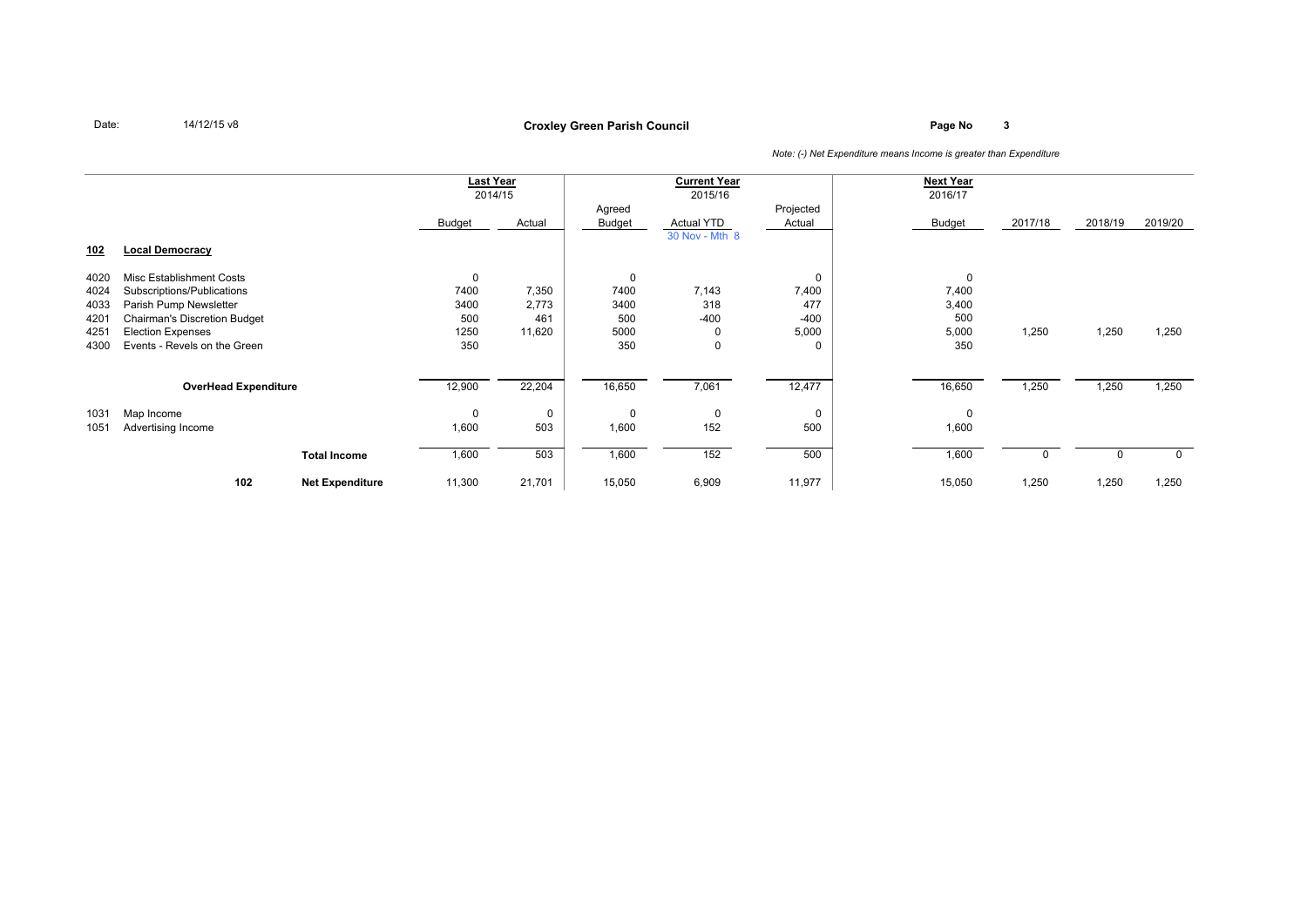Date: 14/12/15 v8

**Croxley Green Parish Council**

*Note: (-) Net Expenditure means Income is greater than Expenditure*

| | | Last Year 2014/15 | | Current Year 2015/16 | | | Next Year 2016/17 | | | |
|---|---|---|---|---|---|---|---|---|---|---|
| | | Budget | Actual | Agreed Budget | Actual YTD 30 Nov - Mth 8 | Projected Actual | Budget | 2017/18 | 2018/19 | 2019/20 |
| **102** | **Local Democracy** | | | | | | | | | |
| 4020 | Misc Establishment Costs | 0 | | 0 | | 0 | 0 | | | |
| 4024 | Subscriptions/Publications | 7400 | 7,350 | 7400 | 7,143 | 7,400 | 7,400 | | | |
| 4033 | Parish Pump Newsletter | 3400 | 2,773 | 3400 | 318 | 477 | 3,400 | | | |
| 4201 | Chairman's Discretion Budget | 500 | 461 | 500 | -400 | -400 | 500 | | | |
| 4251 | Election Expenses | 1250 | 11,620 | 5000 | 0 | 5,000 | 5,000 | 1,250 | 1,250 | 1,250 |
| 4300 | Events - Revels on the Green | 350 | | 350 | 0 | 0 | 350 | | | |
| | **OverHead Expenditure** | 12,900 | 22,204 | 16,650 | 7,061 | 12,477 | 16,650 | 1,250 | 1,250 | 1,250 |
| 1031 | Map Income | 0 | 0 | 0 | 0 | 0 | 0 | | | |
| 1051 | Advertising Income | 1,600 | 503 | 1,600 | 152 | 500 | 1,600 | | | |
| | **Total Income** | 1,600 | 503 | 1,600 | 152 | 500 | 1,600 | 0 | 0 | 0 |
| 102 | **Net Expenditure** | 11,300 | 21,701 | 15,050 | 6,909 | 11,977 | 15,050 | 1,250 | 1,250 | 1,250 |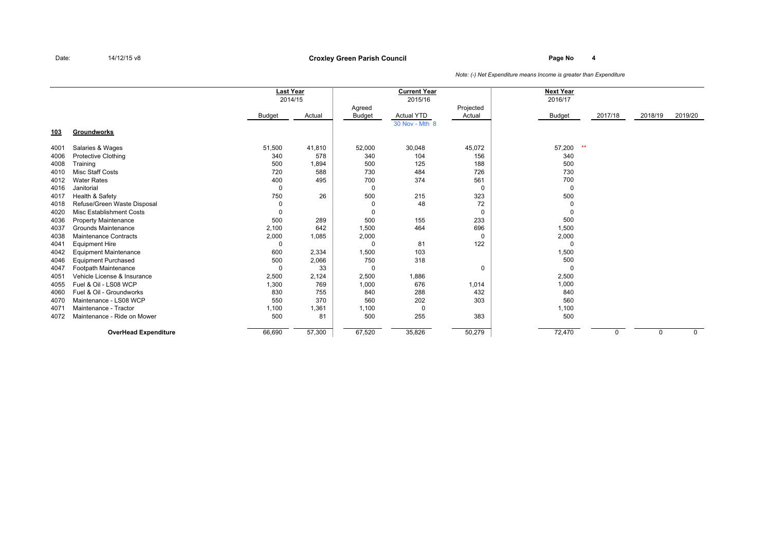Date: 14/12/15 v8

**Croxley Green Parish Council**

*Note: (-) Net Expenditure means Income is greater than Expenditure*

| | | Last Year 2014/15 | | Current Year 2015/16 | | | Next Year 2016/17 | | | |
|---|---|---|---|---|---|---|---|---|---|---|
| | | Budget | Actual | Agreed Budget | Actual YTD 30 Nov - Mth 8 | Projected Actual | Budget | 2017/18 | 2018/19 | 2019/20 |
| **103** | **Groundworks** | | | | | | | | | |
| 4001 | Salaries & Wages | 51,500 | 41,810 | 52,000 | 30,048 | 45,072 | 57,200 ** | | | |
| 4006 | Protective Clothing | 340 | 578 | 340 | 104 | 156 | 340 | | | |
| 4008 | Training | 500 | 1,894 | 500 | 125 | 188 | 500 | | | |
| 4010 | Misc Staff Costs | 720 | 588 | 730 | 484 | 726 | 730 | | | |
| 4012 | Water Rates | 400 | 495 | 700 | 374 | 561 | 700 | | | |
| 4016 | Janitorial | 0 | | 0 | | 0 | 0 | | | |
| 4017 | Health & Safety | 750 | 26 | 500 | 215 | 323 | 500 | | | |
| 4018 | Refuse/Green Waste Disposal | 0 | | 0 | 48 | 72 | 0 | | | |
| 4020 | Misc Establishment Costs | 0 | | 0 | | 0 | 0 | | | |
| 4036 | Property Maintenance | 500 | 289 | 500 | 155 | 233 | 500 | | | |
| 4037 | Grounds Maintenance | 2,100 | 642 | 1,500 | 464 | 696 | 1,500 | | | |
| 4038 | Maintenance Contracts | 2,000 | 1,085 | 2,000 | | 0 | 2,000 | | | |
| 4041 | Equipment Hire | 0 | | 0 | 81 | 122 | 0 | | | |
| 4042 | Equipment Maintenance | 600 | 2,334 | 1,500 | 103 | | 1,500 | | | |
| 4046 | Equipment Purchased | 500 | 2,066 | 750 | 318 | | 500 | | | |
| 4047 | Footpath Maintenance | 0 | 33 | 0 | | 0 | 0 | | | |
| 4051 | Vehicle License & Insurance | 2,500 | 2,124 | 2,500 | 1,886 | | 2,500 | | | |
| 4055 | Fuel & Oil - LS08 WCP | 1,300 | 769 | 1,000 | 676 | 1,014 | 1,000 | | | |
| 4060 | Fuel & Oil - Groundworks | 830 | 755 | 840 | 288 | 432 | 840 | | | |
| 4070 | Maintenance - LS08 WCP | 550 | 370 | 560 | 202 | 303 | 560 | | | |
| 4071 | Maintenance - Tractor | 1,100 | 1,361 | 1,100 | 0 | | 1,100 | | | |
| 4072 | Maintenance - Ride on Mower | 500 | 81 | 500 | 255 | 383 | 500 | | | |
| | **OverHead Expenditure** | 66,690 | 57,300 | 67,520 | 35,826 | 50,279 | 72,470 | 0 | 0 | 0 |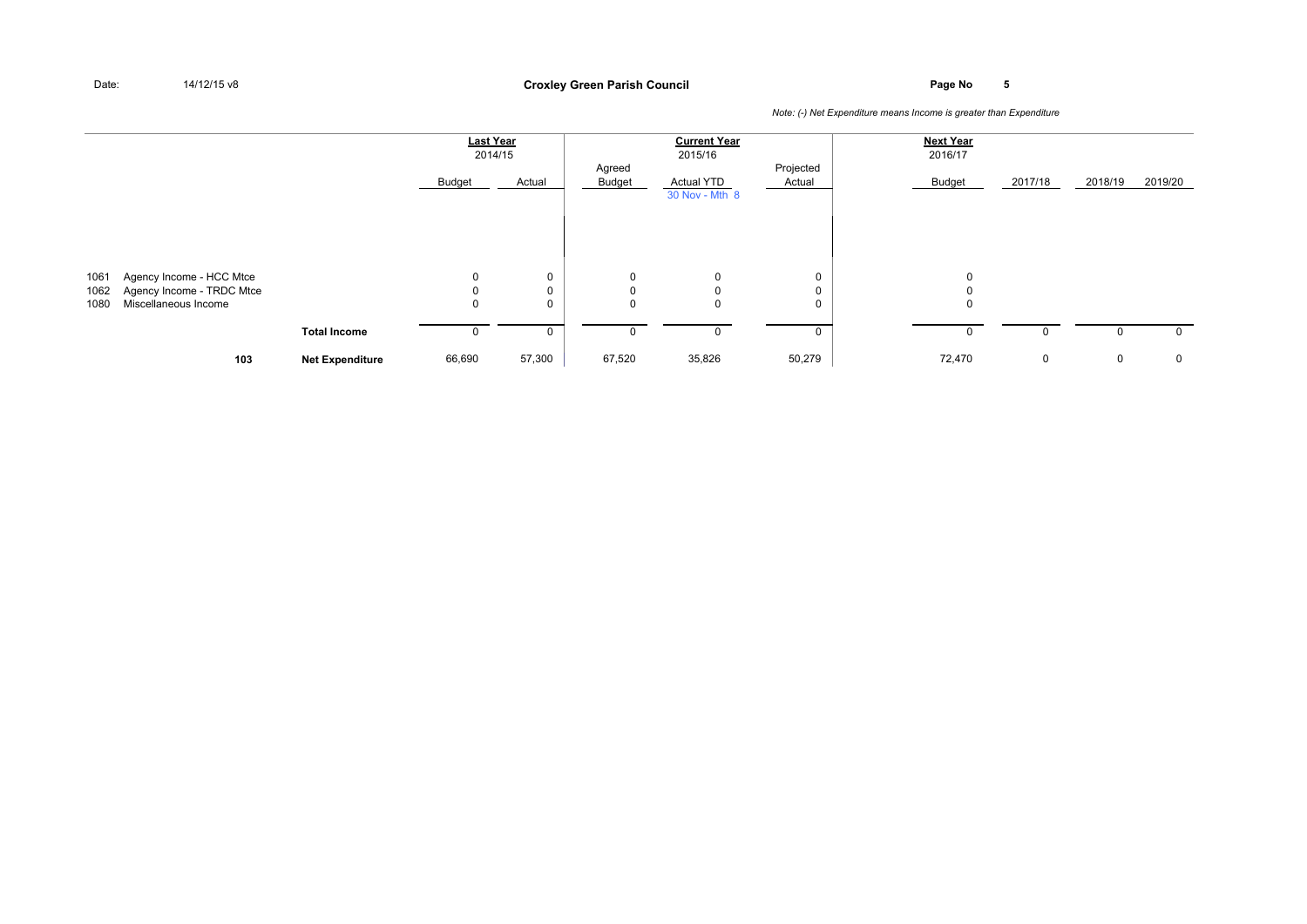*Note: (-) Net Expenditure means Income is greater than Expenditure*

| | | | Last Year 2014/15 | | Current Year 2015/16 | | | Next Year 2016/17 | | | |
|---|---|---|---|---|---|---|---|---|---|---|---|
| | | | Budget | Actual | Agreed Budget | Actual YTD 30 Nov - Mth 8 | Projected Actual | Budget | 2017/18 | 2018/19 | 2019/20 |
| 1061 | Agency Income - HCC Mtce | | 0 | 0 | 0 | 0 | 0 | 0 | | | |
| 1062 | Agency Income - TRDC Mtce | | 0 | 0 | 0 | 0 | 0 | 0 | | | |
| 1080 | Miscellaneous Income | | 0 | 0 | 0 | 0 | 0 | 0 | | | |
| | | **Total Income** | 0 | 0 | 0 | 0 | 0 | 0 | 0 | 0 | 0 |
| | **103** | **Net Expenditure** | 66,690 | 57,300 | 67,520 | 35,826 | 50,279 | 72,470 | 0 | 0 | 0 |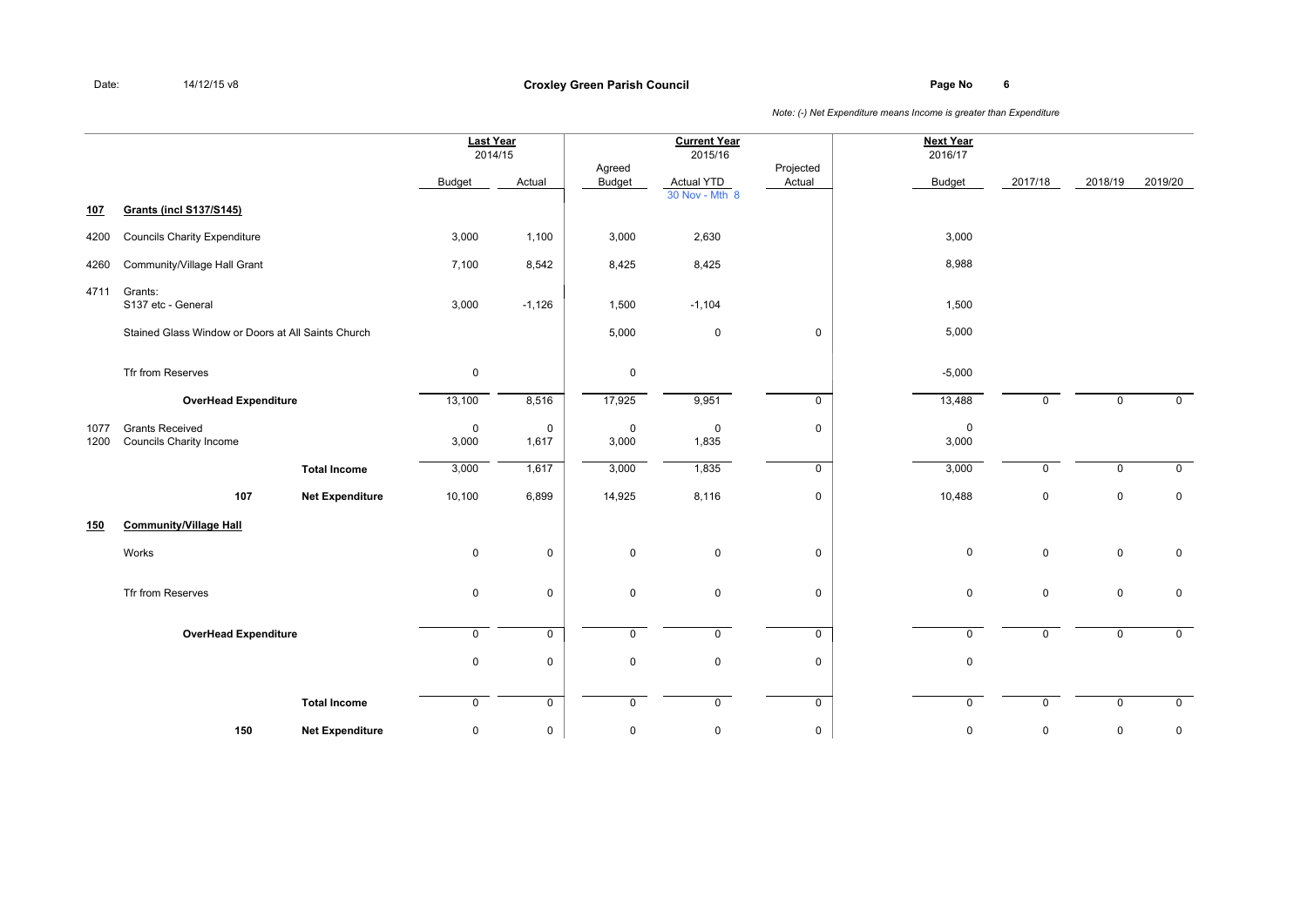Date: 14/12/15 v8

**Croxley Green Parish Council**

*Note: (-) Net Expenditure means Income is greater than Expenditure*

| | | | Last Year 2014/15 | | Current Year 2015/16 | | | Next Year 2016/17 | | | |
|---|---|---|---|---|---|---|---|---|---|---|---|
| | | | Budget | Actual | Agreed Budget | Actual YTD 30 Nov - Mth 8 | Projected Actual | Budget | 2017/18 | 2018/19 | 2019/20 |
| **107** | **Grants (incl S137/S145)** | | | | | | | | | | |
| 4200 | Councils Charity Expenditure | | 3,000 | 1,100 | 3,000 | 2,630 | | 3,000 | | | |
| 4260 | Community/Village Hall Grant | | 7,100 | 8,542 | 8,425 | 8,425 | | 8,988 | | | |
| 4711 | Grants: S137 etc - General | | 3,000 | -1,126 | 1,500 | -1,104 | | 1,500 | | | |
| | Stained Glass Window or Doors at All Saints Church | | | | 5,000 | 0 | 0 | 5,000 | | | |
| | Tfr from Reserves | | 0 | | 0 | | | -5,000 | | | |
| | **OverHead Expenditure** | | 13,100 | 8,516 | 17,925 | 9,951 | 0 | 13,488 | 0 | 0 | 0 |
| 1077 | Grants Received | | 0 | 0 | 0 | 0 | 0 | 0 | | | |
| 1200 | Councils Charity Income | | 3,000 | 1,617 | 3,000 | 1,835 | | 3,000 | | | |
| | | **Total Income** | 3,000 | 1,617 | 3,000 | 1,835 | 0 | 3,000 | 0 | 0 | 0 |
| | **107** | **Net Expenditure** | 10,100 | 6,899 | 14,925 | 8,116 | 0 | 10,488 | 0 | 0 | 0 |
| **150** | **Community/Village Hall** | | | | | | | | | | |
| | Works | | 0 | 0 | 0 | 0 | 0 | 0 | 0 | 0 | 0 |
| | Tfr from Reserves | | 0 | 0 | 0 | 0 | 0 | 0 | 0 | 0 | 0 |
| | **OverHead Expenditure** | | 0 | 0 | 0 | 0 | 0 | 0 | 0 | 0 | 0 |
| | | | 0 | 0 | 0 | 0 | 0 | 0 | | | |
| | | **Total Income** | 0 | 0 | 0 | 0 | 0 | 0 | 0 | 0 | 0 |
| | **150** | **Net Expenditure** | 0 | 0 | 0 | 0 | 0 | 0 | 0 | 0 | 0 |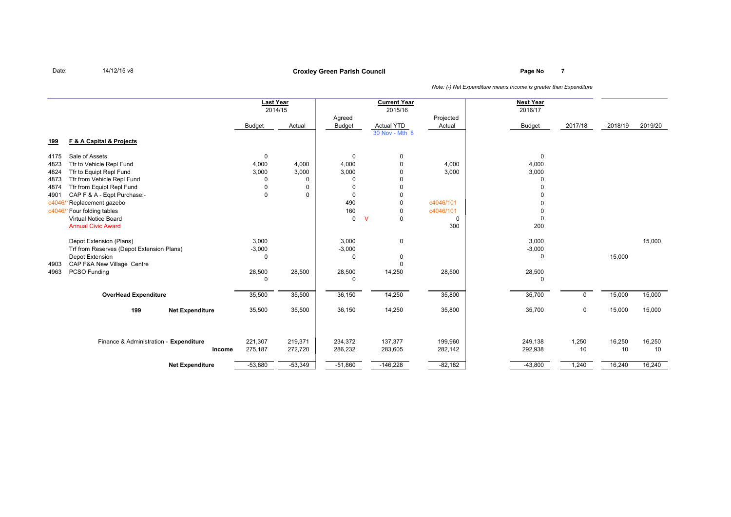Date: 14/12/15 v8

**Croxley Green Parish Council**

*Note: (-) Net Expenditure means Income is greater than Expenditure*

| | | Last Year 2014/15 | | Current Year 2015/16 | | | Next Year 2016/17 | | | |
|---|---|---|---|---|---|---|---|---|---|---|
| | | Budget | Actual | Agreed Budget | Actual YTD 30 Nov - Mth 8 | Projected Actual | Budget | 2017/18 | 2018/19 | 2019/20 |
| **199** | **F & A Capital & Projects** | | | | | | | | | |
| 4175 | Sale of Assets | 0 | | 0 | 0 | | 0 | | | |
| 4823 | Tfr to Vehicle Repl Fund | 4,000 | 4,000 | 4,000 | 0 | 4,000 | 4,000 | | | |
| 4824 | Tfr to Equipt Repl Fund | 3,000 | 3,000 | 3,000 | 0 | 3,000 | 3,000 | | | |
| 4873 | Tfr from Vehicle Repl Fund | 0 | 0 | 0 | 0 | | 0 | | | |
| 4874 | Tfr from Equipt Repl Fund | 0 | 0 | 0 | 0 | | 0 | | | |
| 4901 | CAP F & A - Eqpt Purchase:- | 0 | 0 | 0 | 0 | | 0 | | | |
| c4046/ | Replacement gazebo | | | 490 | 0 | c4046/101 | 0 | | | |
| c4046/ | Four folding tables | | | 160 | 0 | c4046/101 | 0 | | | |
| | Virtual Notice Board | | | 0 V | 0 | 0 | 0 | | | |
| | Annual Civic Award | | | | | 300 | 200 | | | |
| | Depot Extension (Plans) | 3,000 | | 3,000 | 0 | | 3,000 | | | 15,000 |
| | Trf from Reserves (Depot Extension Plans) | -3,000 | | -3,000 | | | -3,000 | | | |
| | Depot Extension | 0 | | 0 | 0 | | 0 | | 15,000 | |
| 4903 | CAP F&A New Village Centre | | | | 0 | | | | | |
| 4963 | PCSO Funding | 28,500 | 28,500 | 28,500 | 14,250 | 28,500 | 28,500 | | | |
| | | 0 | | 0 | | | 0 | | | |
| | **OverHead Expenditure** | 35,500 | 35,500 | 36,150 | 14,250 | 35,800 | 35,700 | 0 | 15,000 | 15,000 |
| **199** | **Net Expenditure** | 35,500 | 35,500 | 36,150 | 14,250 | 35,800 | 35,700 | 0 | 15,000 | 15,000 |
| | Finance & Administration - **Expenditure** | 221,307 | 219,371 | 234,372 | 137,377 | 199,960 | 249,138 | 1,250 | 16,250 | 16,250 |
| | **Income** | 275,187 | 272,720 | 286,232 | 283,605 | 282,142 | 292,938 | 10 | 10 | 10 |
| | **Net Expenditure** | -53,880 | -53,349 | -51,860 | -146,228 | -82,182 | -43,800 | 1,240 | 16,240 | 16,240 |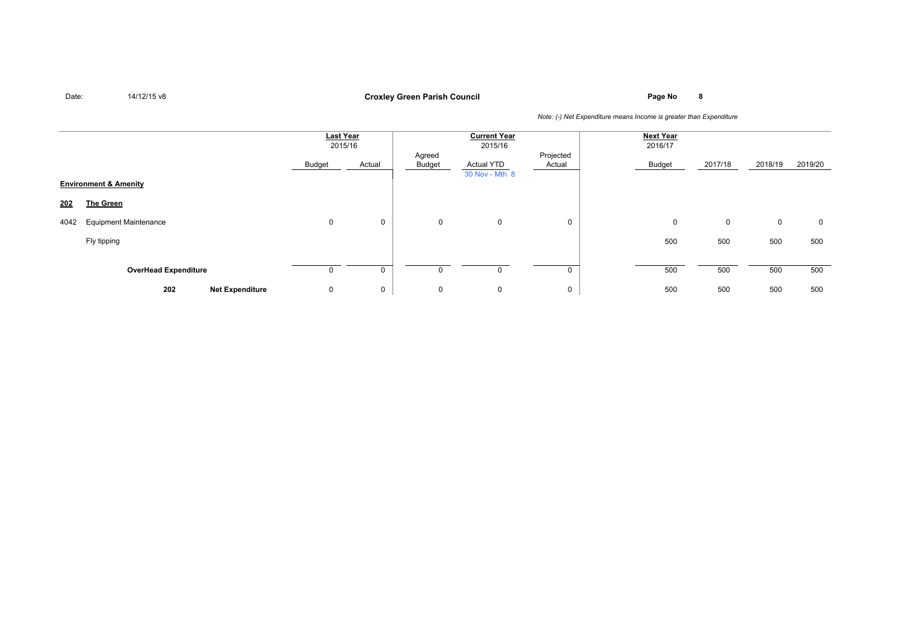Date: 14/12/15 v8

**Croxley Green Parish Council**

*Note: (-) Net Expenditure means Income is greater than Expenditure*

| | | Last Year 2015/16 | | Current Year 2015/16 | | | Next Year 2016/17 | | | |
|---|---|---|---|---|---|---|---|---|---|---|
| | | Budget | Actual | Agreed Budget | Actual YTD 30 Nov - Mth 8 | Projected Actual | Budget | 2017/18 | 2018/19 | 2019/20 |
| **Environment & Amenity** | | | | | | | | | | |
| **202** | **The Green** | | | | | | | | | |
| 4042 | Equipment Maintenance | 0 | 0 | 0 | 0 | 0 | 0 | 0 | 0 | 0 |
| | Fly tipping | | | | | | 500 | 500 | 500 | 500 |
| | **OverHead Expenditure** | 0 | 0 | 0 | 0 | 0 | 500 | 500 | 500 | 500 |
| **202** | **Net Expenditure** | 0 | 0 | 0 | 0 | 0 | 500 | 500 | 500 | 500 |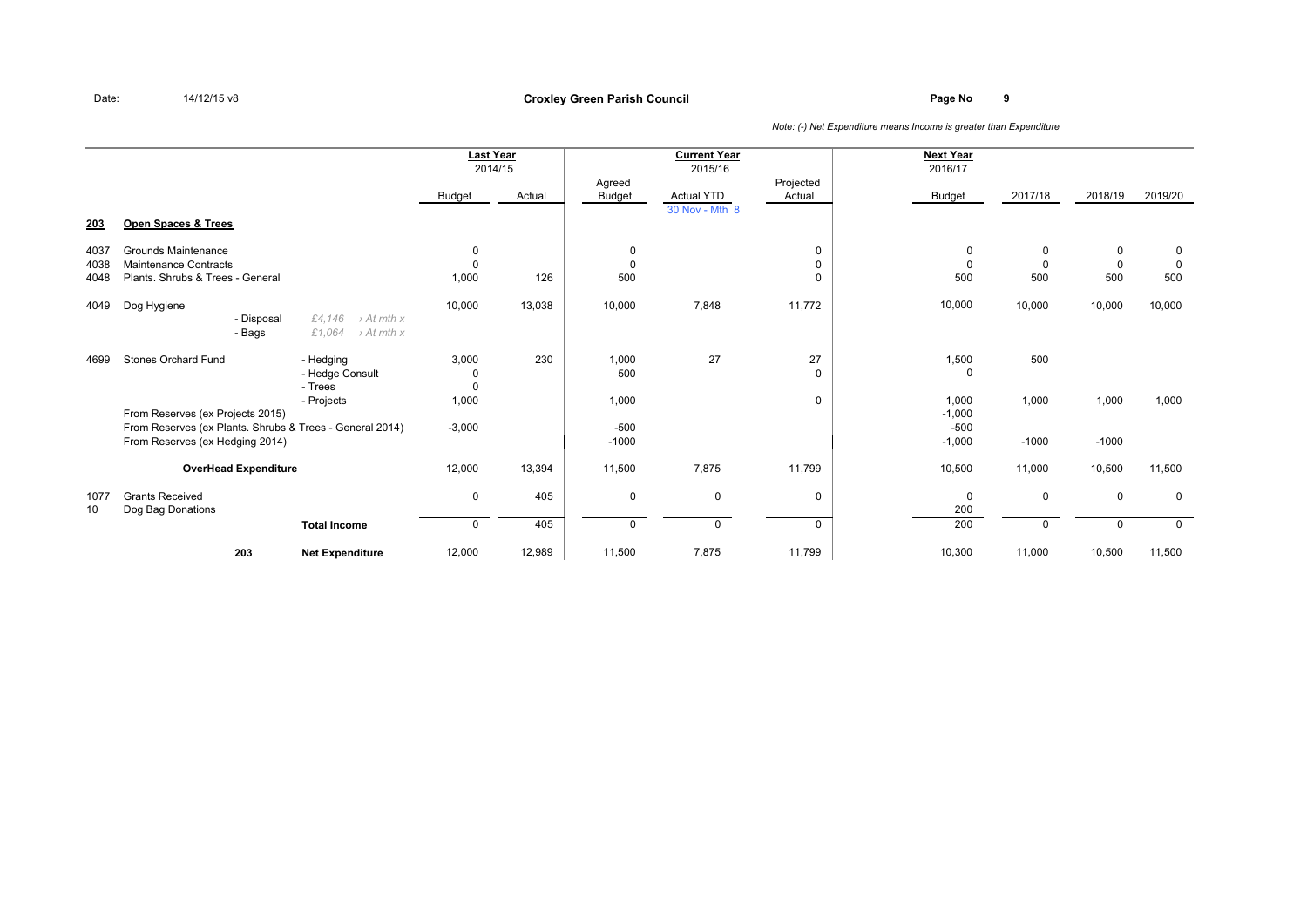Date: 14/12/15 v8

**Croxley Green Parish Council**

*Note: (-) Net Expenditure means Income is greater than Expenditure*

| | | | Last Year 2014/15 | | Current Year 2015/16 | | | Next Year 2016/17 | | | |
|---|---|---|---|---|---|---|---|---|---|---|---|
| | | | Budget | Actual | Agreed Budget | Actual YTD 30 Nov - Mth 8 | Projected Actual | Budget | 2017/18 | 2018/19 | 2019/20 |
| **203** | **Open Spaces & Trees** | | | | | | | | | | |
| 4037 | Grounds Maintenance | | 0 | | 0 | | 0 | 0 | 0 | 0 | 0 |
| 4038 | Maintenance Contracts | | 0 | | 0 | | 0 | 0 | 0 | 0 | 0 |
| 4048 | Plants. Shrubs & Trees - General | | 1,000 | 126 | 500 | | 0 | 500 | 500 | 500 | 500 |
| 4049 | Dog Hygiene | | 10,000 | 13,038 | 10,000 | 7,848 | 11,772 | 10,000 | 10,000 | 10,000 | 10,000 |
| | - Disposal | *£4,146 › At mth x* | | | | | | | | | |
| | - Bags | *£1,064 › At mth x* | | | | | | | | | |
| 4699 | Stones Orchard Fund | - Hedging | 3,000 | 230 | 1,000 | 27 | 27 | 1,500 | 500 | | |
| | | - Hedge Consult | 0 | | 500 | | 0 | 0 | | | |
| | | - Trees | 0 | | | | | | | | |
| | | - Projects | 1,000 | | 1,000 | | 0 | 1,000 | 1,000 | 1,000 | 1,000 |
| | From Reserves (ex Projects 2015) | | | | | | | -1,000 | | | |
| | From Reserves (ex Plants. Shrubs & Trees - General 2014) | | -3,000 | | -500 | | | -500 | | | |
| | From Reserves (ex Hedging 2014) | | | | -1000 | | | -1,000 | -1000 | -1000 | |
| | **OverHead Expenditure** | | 12,000 | 13,394 | 11,500 | 7,875 | 11,799 | 10,500 | 11,000 | 10,500 | 11,500 |
| 1077 | Grants Received | | 0 | 405 | 0 | 0 | 0 | 0 | 0 | 0 | 0 |
| 10 | Dog Bag Donations | | | | | | | 200 | | | |
| | | **Total Income** | 0 | 405 | 0 | 0 | 0 | 200 | 0 | 0 | 0 |
| | 203 | **Net Expenditure** | 12,000 | 12,989 | 11,500 | 7,875 | 11,799 | 10,300 | 11,000 | 10,500 | 11,500 |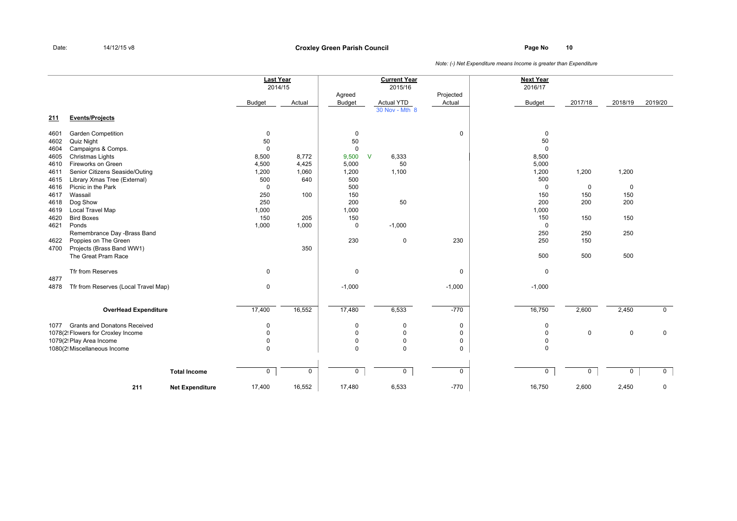Date: 14/12/15 v8

**Croxley Green Parish Council**

*Note: (-) Net Expenditure means Income is greater than Expenditure*

| | | Last Year 2014/15 | | Current Year 2015/16 | | | Next Year 2016/17 | | | |
|---|---|---|---|---|---|---|---|---|---|---|
| | | Budget | Actual | Agreed Budget | Actual YTD 30 Nov - Mth 8 | Projected Actual | Budget | 2017/18 | 2018/19 | 2019/20 |
| **211** | **Events/Projects** | | | | | | | | | |
| 4601 | Garden Competition | 0 | | 0 | | 0 | 0 | | | |
| 4602 | Quiz Night | 50 | | 50 | | | 50 | | | |
| 4604 | Campaigns & Comps. | 0 | | 0 | | | 0 | | | |
| 4605 | Christmas Lights | 8,500 | 8,772 | 9,500 V | 6,333 | | 8,500 | | | |
| 4610 | Fireworks on Green | 4,500 | 4,425 | 5,000 | 50 | | 5,000 | | | |
| 4611 | Senior Citizens Seaside/Outing | 1,200 | 1,060 | 1,200 | 1,100 | | 1,200 | 1,200 | 1,200 | |
| 4615 | Library Xmas Tree (External) | 500 | 640 | 500 | | | 500 | | | |
| 4616 | Picnic in the Park | 0 | | 500 | | | 0 | 0 | 0 | |
| 4617 | Wassail | 250 | 100 | 150 | | | 150 | 150 | 150 | |
| 4618 | Dog Show | 250 | | 200 | 50 | | 200 | 200 | 200 | |
| 4619 | Local Travel Map | 1,000 | | 1,000 | | | 1,000 | | | |
| 4620 | Bird Boxes | 150 | 205 | 150 | | | 150 | 150 | 150 | |
| 4621 | Ponds | 1,000 | 1,000 | 0 | -1,000 | | 0 | | | |
| | Remembrance Day -Brass Band | | | | | | 250 | 250 | 250 | |
| 4622 | Poppies on The Green | | | 230 | 0 | 230 | 250 | 150 | | |
| 4700 | Projects (Brass Band WW1) | | 350 | | | | | | | |
| | The Great Pram Race | | | | | | 500 | 500 | 500 | |
| 4877 | Tfr from Reserves | 0 | | 0 | | 0 | 0 | | | |
| 4878 | Tfr from Reserves (Local Travel Map) | 0 | | -1,000 | | -1,000 | -1,000 | | | |
| | **OverHead Expenditure** | 17,400 | 16,552 | 17,480 | 6,533 | -770 | 16,750 | 2,600 | 2,450 | 0 |
| 1077 | Grants and Donatons Received | 0 | | 0 | 0 | 0 | 0 | | | |
| 1078(2! | Flowers for Croxley Income | 0 | | 0 | 0 | 0 | 0 | 0 | 0 | 0 |
| 1079(2! | Play Area Income | 0 | | 0 | 0 | 0 | 0 | | | |
| 1080(2! | Miscellaneous Income | 0 | | 0 | 0 | 0 | 0 | | | |
| | **Total Income** | 0 | 0 | 0 | 0 | 0 | 0 | 0 | 0 | 0 |
| **211** | **Net Expenditure** | 17,400 | 16,552 | 17,480 | 6,533 | -770 | 16,750 | 2,600 | 2,450 | 0 |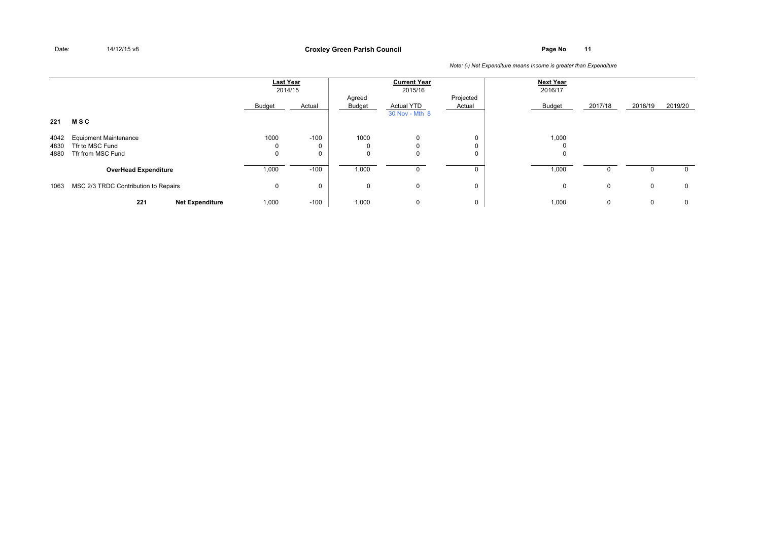Date: 14/12/15 v8

**Croxley Green Parish Council**

*Note: (-) Net Expenditure means Income is greater than Expenditure*

| | | Last Year 2014/15 | | Current Year 2015/16 | | | Next Year 2016/17 | | | |
|---|---|---|---|---|---|---|---|---|---|---|
| | | Budget | Actual | Agreed Budget | Actual YTD 30 Nov - Mth 8 | Projected Actual | Budget | 2017/18 | 2018/19 | 2019/20 |
| **221** | **M S C** | | | | | | | | | |
| 4042 | Equipment Maintenance | 1000 | -100 | 1000 | 0 | 0 | 1,000 | | | |
| 4830 | Tfr to MSC Fund | 0 | 0 | 0 | 0 | 0 | 0 | | | |
| 4880 | Tfr from MSC Fund | 0 | 0 | 0 | 0 | 0 | 0 | | | |
| | **OverHead Expenditure** | 1,000 | -100 | 1,000 | 0 | 0 | 1,000 | 0 | 0 | 0 |
| 1063 | MSC 2/3 TRDC Contribution to Repairs | 0 | 0 | 0 | 0 | 0 | 0 | 0 | 0 | 0 |
| | **221 Net Expenditure** | 1,000 | -100 | 1,000 | 0 | 0 | 1,000 | 0 | 0 | 0 |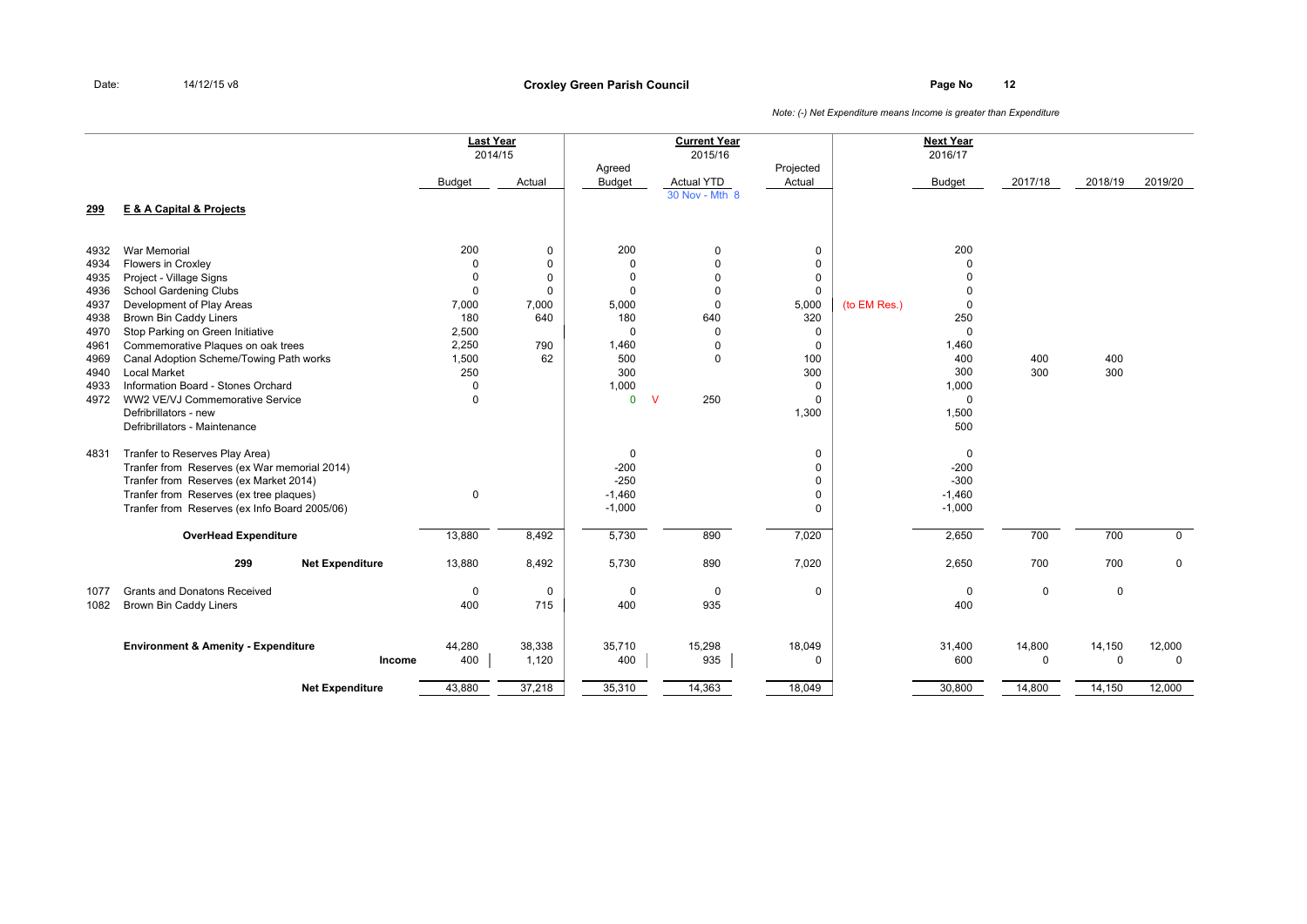Date: 14/12/15 v8

**Croxley Green Parish Council**

*Note: (-) Net Expenditure means Income is greater than Expenditure*

| | | Last Year 2014/15 | | Current Year 2015/16 | | | | Next Year 2016/17 | | | |
|---|---|---|---|---|---|---|---|---|---|---|---|
| | | Budget | Actual | Agreed Budget | Actual YTD 30 Nov - Mth 8 | Projected Actual | | Budget | 2017/18 | 2018/19 | 2019/20 |
| **299** | **E & A Capital & Projects** | | | | | | | | | | |
| 4932 | War Memorial | 200 | 0 | 200 | 0 | 0 | | 200 | | | |
| 4934 | Flowers in Croxley | 0 | 0 | 0 | 0 | 0 | | 0 | | | |
| 4935 | Project - Village Signs | 0 | 0 | 0 | 0 | 0 | | 0 | | | |
| 4936 | School Gardening Clubs | 0 | 0 | 0 | 0 | 0 | | 0 | | | |
| 4937 | Development of Play Areas | 7,000 | 7,000 | 5,000 | 0 | 5,000 | (to EM Res.) | 0 | | | |
| 4938 | Brown Bin Caddy Liners | 180 | 640 | 180 | 640 | 320 | | 250 | | | |
| 4970 | Stop Parking on Green Initiative | 2,500 | | 0 | 0 | 0 | | 0 | | | |
| 4961 | Commemorative Plaques on oak trees | 2,250 | 790 | 1,460 | 0 | 0 | | 1,460 | | | |
| 4969 | Canal Adoption Scheme/Towing Path works | 1,500 | 62 | 500 | 0 | 100 | | 400 | 400 | 400 | |
| 4940 | Local Market | 250 | | 300 | | 300 | | 300 | 300 | 300 | |
| 4933 | Information Board - Stones Orchard | 0 | | 1,000 | | 0 | | 1,000 | | | |
| 4972 | WW2 VE/VJ Commemorative Service | 0 | | 0 V | 250 | 0 | | 0 | | | |
| | Defribrillators - new | | | | | 1,300 | | 1,500 | | | |
| | Defribrillators - Maintenance | | | | | | | 500 | | | |
| 4831 | Tranfer to Reserves Play Area) | | | 0 | | 0 | | 0 | | | |
| | Tranfer from Reserves (ex War memorial 2014) | | | -200 | | 0 | | -200 | | | |
| | Tranfer from Reserves (ex Market 2014) | | | -250 | | 0 | | -300 | | | |
| | Tranfer from Reserves (ex tree plaques) | 0 | | -1,460 | | 0 | | -1,460 | | | |
| | Tranfer from Reserves (ex Info Board 2005/06) | | | -1,000 | | 0 | | -1,000 | | | |
| | **OverHead Expenditure** | 13,880 | 8,492 | 5,730 | 890 | 7,020 | | 2,650 | 700 | 700 | 0 |
| | **299 Net Expenditure** | 13,880 | 8,492 | 5,730 | 890 | 7,020 | | 2,650 | 700 | 700 | 0 |
| 1077 | Grants and Donatons Received | 0 | 0 | 0 | 0 | 0 | | 0 | 0 | 0 | |
| 1082 | Brown Bin Caddy Liners | 400 | 715 | 400 | 935 | | | 400 | | | |
| | **Environment & Amenity - Expenditure** | 44,280 | 38,338 | 35,710 | 15,298 | 18,049 | | 31,400 | 14,800 | 14,150 | 12,000 |
| | **Income** | 400 | 1,120 | 400 | 935 | 0 | | 600 | 0 | 0 | 0 |
| | **Net Expenditure** | 43,880 | 37,218 | 35,310 | 14,363 | 18,049 | | 30,800 | 14,800 | 14,150 | 12,000 |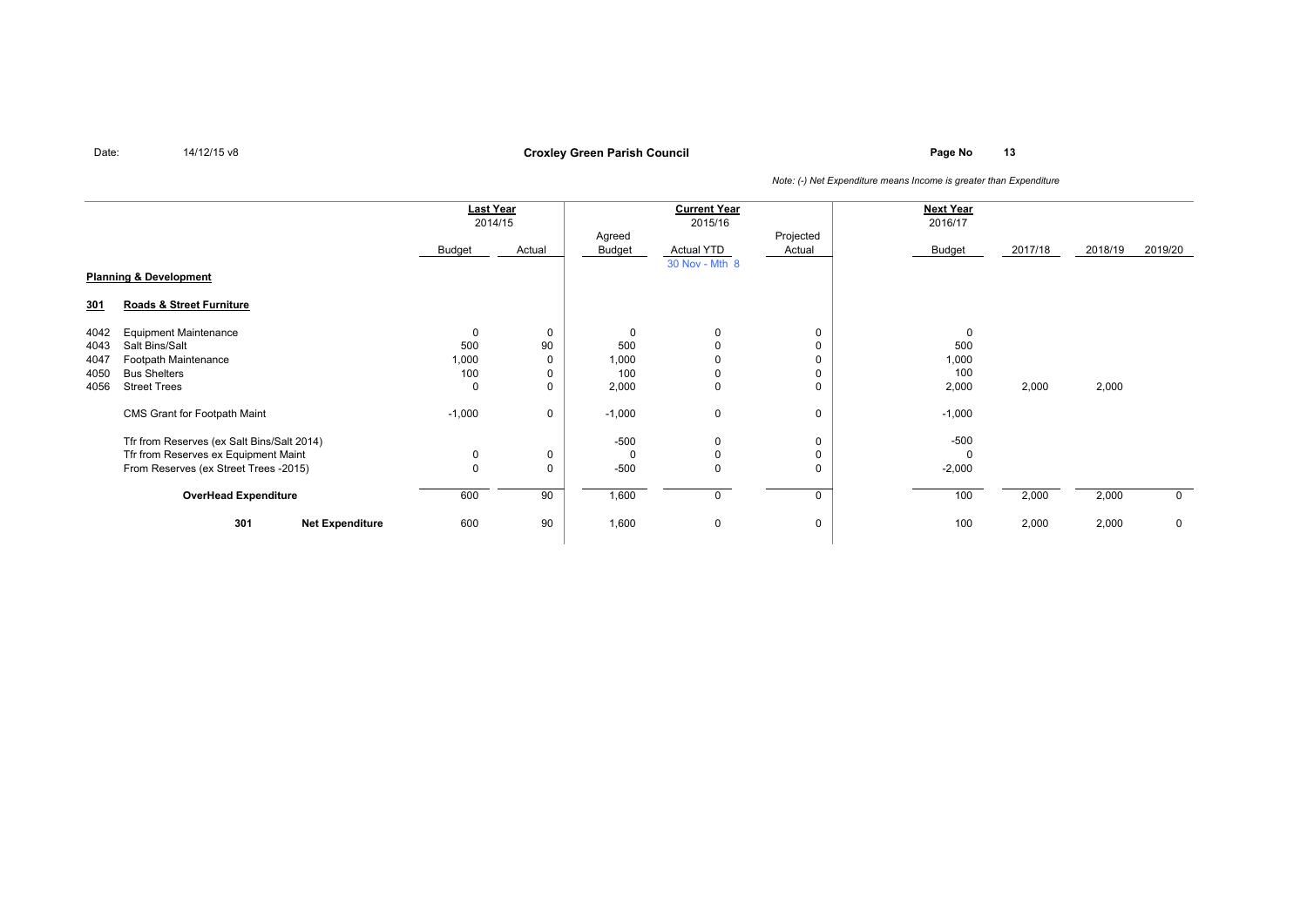Date: 14/12/15 v8

**Croxley Green Parish Council**

*Note: (-) Net Expenditure means Income is greater than Expenditure*

| | | Last Year 2014/15 Budget | Last Year 2014/15 Actual | Current Year 2015/16 Agreed Budget | Current Year 2015/16 Actual YTD 30 Nov - Mth 8 | Current Year 2015/16 Projected Actual | Next Year 2016/17 Budget | 2017/18 | 2018/19 | 2019/20 |
|---|---|---|---|---|---|---|---|---|---|---|
| | **Planning & Development** | | | | | | | | | |
| **301** | **Roads & Street Furniture** | | | | | | | | | |
| 4042 | Equipment Maintenance | 0 | 0 | 0 | 0 | 0 | 0 | | | |
| 4043 | Salt Bins/Salt | 500 | 90 | 500 | 0 | 0 | 500 | | | |
| 4047 | Footpath Maintenance | 1,000 | 0 | 1,000 | 0 | 0 | 1,000 | | | |
| 4050 | Bus Shelters | 100 | 0 | 100 | 0 | 0 | 100 | | | |
| 4056 | Street Trees | 0 | 0 | 2,000 | 0 | 0 | 2,000 | 2,000 | 2,000 | |
| | CMS Grant for Footpath Maint | -1,000 | 0 | -1,000 | 0 | 0 | -1,000 | | | |
| | Tfr from Reserves (ex Salt Bins/Salt 2014) | | | -500 | 0 | 0 | -500 | | | |
| | Tfr from Reserves ex Equipment Maint | 0 | 0 | 0 | 0 | 0 | 0 | | | |
| | From Reserves (ex Street Trees -2015) | 0 | 0 | -500 | 0 | 0 | -2,000 | | | |
| | **OverHead Expenditure** | 600 | 90 | 1,600 | 0 | 0 | 100 | 2,000 | 2,000 | 0 |
| | **301 Net Expenditure** | 600 | 90 | 1,600 | 0 | 0 | 100 | 2,000 | 2,000 | 0 |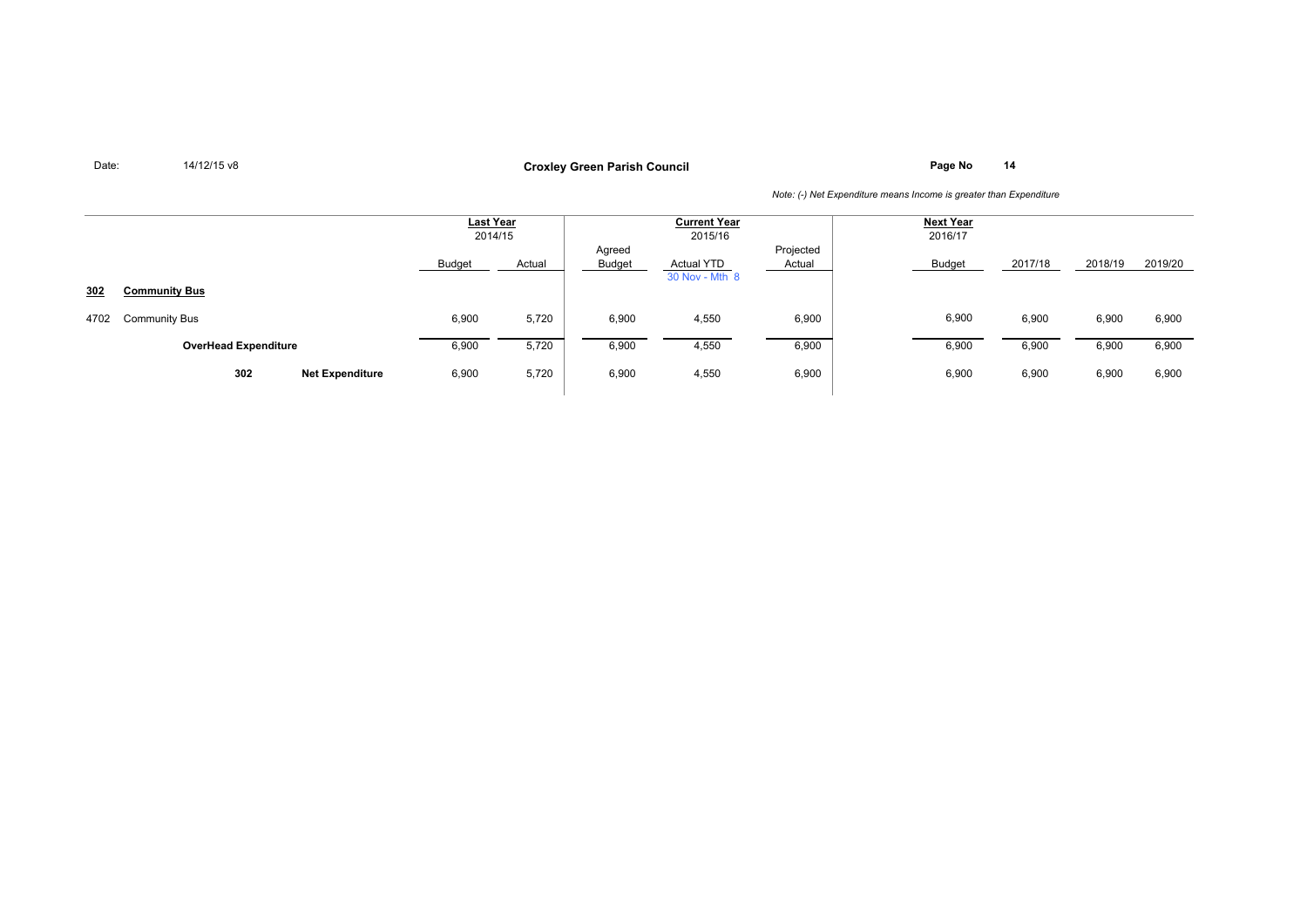Date: 14/12/15 v8

**Croxley Green Parish Council**

*Note: (-) Net Expenditure means Income is greater than Expenditure*

| | | Last Year 2014/15 | | Current Year 2015/16 | | | Next Year 2016/17 | | | |
|---|---|---|---|---|---|---|---|---|---|---|
| | | Budget | Actual | Agreed Budget | Actual YTD 30 Nov - Mth 8 | Projected Actual | Budget | 2017/18 | 2018/19 | 2019/20 |
| **302** | **Community Bus** | | | | | | | | | |
| 4702 | Community Bus | 6,900 | 5,720 | 6,900 | 4,550 | 6,900 | 6,900 | 6,900 | 6,900 | 6,900 |
| | **OverHead Expenditure** | 6,900 | 5,720 | 6,900 | 4,550 | 6,900 | 6,900 | 6,900 | 6,900 | 6,900 |
| 302 | **Net Expenditure** | 6,900 | 5,720 | 6,900 | 4,550 | 6,900 | 6,900 | 6,900 | 6,900 | 6,900 |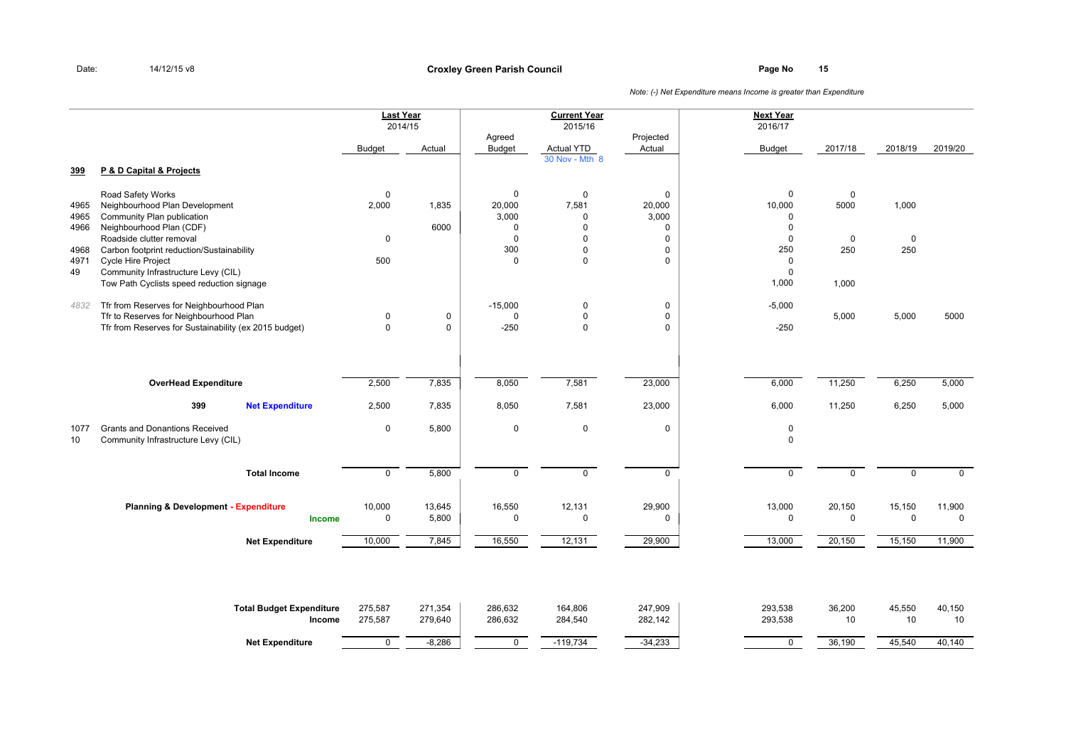Date: 14/12/15 v8

**Croxley Green Parish Council**

*Note: (-) Net Expenditure means Income is greater than Expenditure*

| | | Last Year 2014/15 | | Current Year 2015/16 | | | Next Year 2016/17 | | | |
|---|---|---|---|---|---|---|---|---|---|---|
| | | Budget | Actual | Agreed Budget | Actual YTD 30 Nov - Mth 8 | Projected Actual | Budget | 2017/18 | 2018/19 | 2019/20 |
| **399** | **P & D Capital & Projects** | | | | | | | | | |
| | Road Safety Works | 0 | | 0 | 0 | 0 | 0 | 0 | | |
| 4965 | Neighbourhood Plan Development | 2,000 | 1,835 | 20,000 | 7,581 | 20,000 | 10,000 | 5000 | 1,000 | |
| 4965 | Community Plan publication | | | 3,000 | 0 | 3,000 | 0 | | | |
| 4966 | Neighbourhood Plan (CDF) | | 6000 | 0 | 0 | 0 | 0 | | | |
| | Roadside clutter removal | 0 | | 0 | 0 | 0 | 0 | 0 | 0 | |
| 4968 | Carbon footprint reduction/Sustainability | | | 300 | 0 | 0 | 250 | 250 | 250 | |
| 4971 | Cycle Hire Project | 500 | | 0 | 0 | 0 | 0 | | | |
| 49 | Community Infrastructure Levy (CIL) | | | | | | 0 | | | |
| | Tow Path Cyclists speed reduction signage | | | | | | 1,000 | 1,000 | | |
| 4832 | Tfr from Reserves for Neighbourhood Plan | | | -15,000 | 0 | 0 | -5,000 | | | |
| | Tfr to Reserves for Neighbourhood Plan | 0 | 0 | 0 | 0 | 0 | | 5,000 | 5,000 | 5000 |
| | Tfr from Reserves for Sustainability (ex 2015 budget) | 0 | 0 | -250 | 0 | 0 | -250 | | | |
| | **OverHead Expenditure** | 2,500 | 7,835 | 8,050 | 7,581 | 23,000 | 6,000 | 11,250 | 6,250 | 5,000 |
| | **399 Net Expenditure** | 2,500 | 7,835 | 8,050 | 7,581 | 23,000 | 6,000 | 11,250 | 6,250 | 5,000 |
| 1077 | Grants and Donantions Received | 0 | 5,800 | 0 | 0 | 0 | 0 | | | |
| 10 | Community Infrastructure Levy (CIL) | | | | | | 0 | | | |
| | **Total Income** | 0 | 5,800 | 0 | 0 | 0 | 0 | 0 | 0 | 0 |
| | **Planning & Development - Expenditure** | 10,000 | 13,645 | 16,550 | 12,131 | 29,900 | 13,000 | 20,150 | 15,150 | 11,900 |
| | **Income** | 0 | 5,800 | 0 | 0 | 0 | 0 | 0 | 0 | 0 |
| | **Net Expenditure** | 10,000 | 7,845 | 16,550 | 12,131 | 29,900 | 13,000 | 20,150 | 15,150 | 11,900 |
| | **Total Budget Expenditure** | 275,587 | 271,354 | 286,632 | 164,806 | 247,909 | 293,538 | 36,200 | 45,550 | 40,150 |
| | **Income** | 275,587 | 279,640 | 286,632 | 284,540 | 282,142 | 293,538 | 10 | 10 | 10 |
| | **Net Expenditure** | 0 | -8,286 | 0 | -119,734 | -34,233 | 0 | 36,190 | 45,540 | 40,140 |